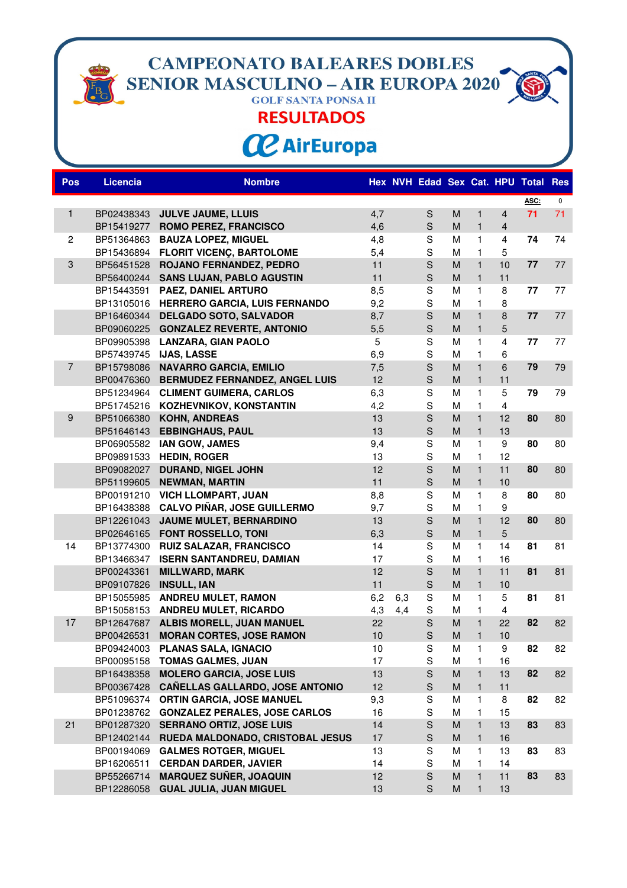# CAMPEONATO BALEARES DOBLES SENIOR MASCULINO – AIR EUROPA 2020

### GOLF SANTA PONSA II

## RESULTADOS

AirEuropa

| Pos | Licencia | Nombre | Hex | NVH | Edad | Sex | Cat. | HPU | Total | Res |
|---|---|---|---|---|---|---|---|---|---|---|
| | | | | | | | | | ASC: | 0 |
| 1 | BP02438343 | JULVE JAUME, LLUIS | 4,7 | | S | M | 1 | 4 | 71 | 71 |
| | BP15419277 | ROMO PEREZ, FRANCISCO | 4,6 | | S | M | 1 | 4 | | |
| 2 | BP51364863 | BAUZA LOPEZ, MIGUEL | 4,8 | | S | M | 1 | 4 | 74 | 74 |
| | BP15436894 | FLORIT VICENÇ, BARTOLOME | 5,4 | | S | M | 1 | 5 | | |
| 3 | BP56451528 | ROJANO FERNANDEZ, PEDRO | 11 | | S | M | 1 | 10 | 77 | 77 |
| | BP56400244 | SANS LUJAN, PABLO AGUSTIN | 11 | | S | M | 1 | 11 | | |
| | BP15443591 | PAEZ, DANIEL ARTURO | 8,5 | | S | M | 1 | 8 | 77 | 77 |
| | BP13105016 | HERRERO GARCIA, LUIS FERNANDO | 9,2 | | S | M | 1 | 8 | | |
| | BP16460344 | DELGADO SOTO, SALVADOR | 8,7 | | S | M | 1 | 8 | 77 | 77 |
| | BP09060225 | GONZALEZ REVERTE, ANTONIO | 5,5 | | S | M | 1 | 5 | | |
| | BP09905398 | LANZARA, GIAN PAOLO | 5 | | S | M | 1 | 4 | 77 | 77 |
| | BP57439745 | IJAS, LASSE | 6,9 | | S | M | 1 | 6 | | |
| 7 | BP15798086 | NAVARRO GARCIA, EMILIO | 7,5 | | S | M | 1 | 6 | 79 | 79 |
| | BP00476360 | BERMUDEZ FERNANDEZ, ANGEL LUIS | 12 | | S | M | 1 | 11 | | |
| | BP51234964 | CLIMENT GUIMERA, CARLOS | 6,3 | | S | M | 1 | 5 | 79 | 79 |
| | BP51745216 | KOZHEVNIKOV, KONSTANTIN | 4,2 | | S | M | 1 | 4 | | |
| 9 | BP51066380 | KOHN, ANDREAS | 13 | | S | M | 1 | 12 | 80 | 80 |
| | BP51646143 | EBBINGHAUS, PAUL | 13 | | S | M | 1 | 13 | | |
| | BP06905582 | IAN GOW, JAMES | 9,4 | | S | M | 1 | 9 | 80 | 80 |
| | BP09891533 | HEDIN, ROGER | 13 | | S | M | 1 | 12 | | |
| | BP09082027 | DURAND, NIGEL JOHN | 12 | | S | M | 1 | 11 | 80 | 80 |
| | BP51199605 | NEWMAN, MARTIN | 11 | | S | M | 1 | 10 | | |
| | BP00191210 | VICH LLOMPART, JUAN | 8,8 | | S | M | 1 | 8 | 80 | 80 |
| | BP16438388 | CALVO PIÑAR, JOSE GUILLERMO | 9,7 | | S | M | 1 | 9 | | |
| | BP12261043 | JAUME MULET, BERNARDINO | 13 | | S | M | 1 | 12 | 80 | 80 |
| | BP02646165 | FONT ROSSELLO, TONI | 6,3 | | S | M | 1 | 5 | | |
| 14 | BP13774300 | RUIZ SALAZAR, FRANCISCO | 14 | | S | M | 1 | 14 | 81 | 81 |
| | BP13466347 | ISERN SANTANDREU, DAMIAN | 17 | | S | M | 1 | 16 | | |
| | BP00243361 | MILLWARD, MARK | 12 | | S | M | 1 | 11 | 81 | 81 |
| | BP09107826 | INSULL, IAN | 11 | | S | M | 1 | 10 | | |
| | BP15055985 | ANDREU MULET, RAMON | 6,2 | 6,3 | S | M | 1 | 5 | 81 | 81 |
| | BP15058153 | ANDREU MULET, RICARDO | 4,3 | 4,4 | S | M | 1 | 4 | | |
| 17 | BP12647687 | ALBIS MORELL, JUAN MANUEL | 22 | | S | M | 1 | 22 | 82 | 82 |
| | BP00426531 | MORAN CORTES, JOSE RAMON | 10 | | S | M | 1 | 10 | | |
| | BP09424003 | PLANAS SALA, IGNACIO | 10 | | S | M | 1 | 9 | 82 | 82 |
| | BP00095158 | TOMAS GALMES, JUAN | 17 | | S | M | 1 | 16 | | |
| | BP16438358 | MOLERO GARCIA, JOSE LUIS | 13 | | S | M | 1 | 13 | 82 | 82 |
| | BP00367428 | CAÑELLAS GALLARDO, JOSE ANTONIO | 12 | | S | M | 1 | 11 | | |
| | BP51096374 | ORTIN GARCIA, JOSE MANUEL | 9,3 | | S | M | 1 | 8 | 82 | 82 |
| | BP01238762 | GONZALEZ PERALES, JOSE CARLOS | 16 | | S | M | 1 | 15 | | |
| 21 | BP01287320 | SERRANO ORTIZ, JOSE LUIS | 14 | | S | M | 1 | 13 | 83 | 83 |
| | BP12402144 | RUEDA MALDONADO, CRISTOBAL JESUS | 17 | | S | M | 1 | 16 | | |
| | BP00194069 | GALMES ROTGER, MIGUEL | 13 | | S | M | 1 | 13 | 83 | 83 |
| | BP16206511 | CERDAN DARDER, JAVIER | 14 | | S | M | 1 | 14 | | |
| | BP55266714 | MARQUEZ SUÑER, JOAQUIN | 12 | | S | M | 1 | 11 | 83 | 83 |
| | BP12286058 | GUAL JULIA, JUAN MIGUEL | 13 | | S | M | 1 | 13 | | |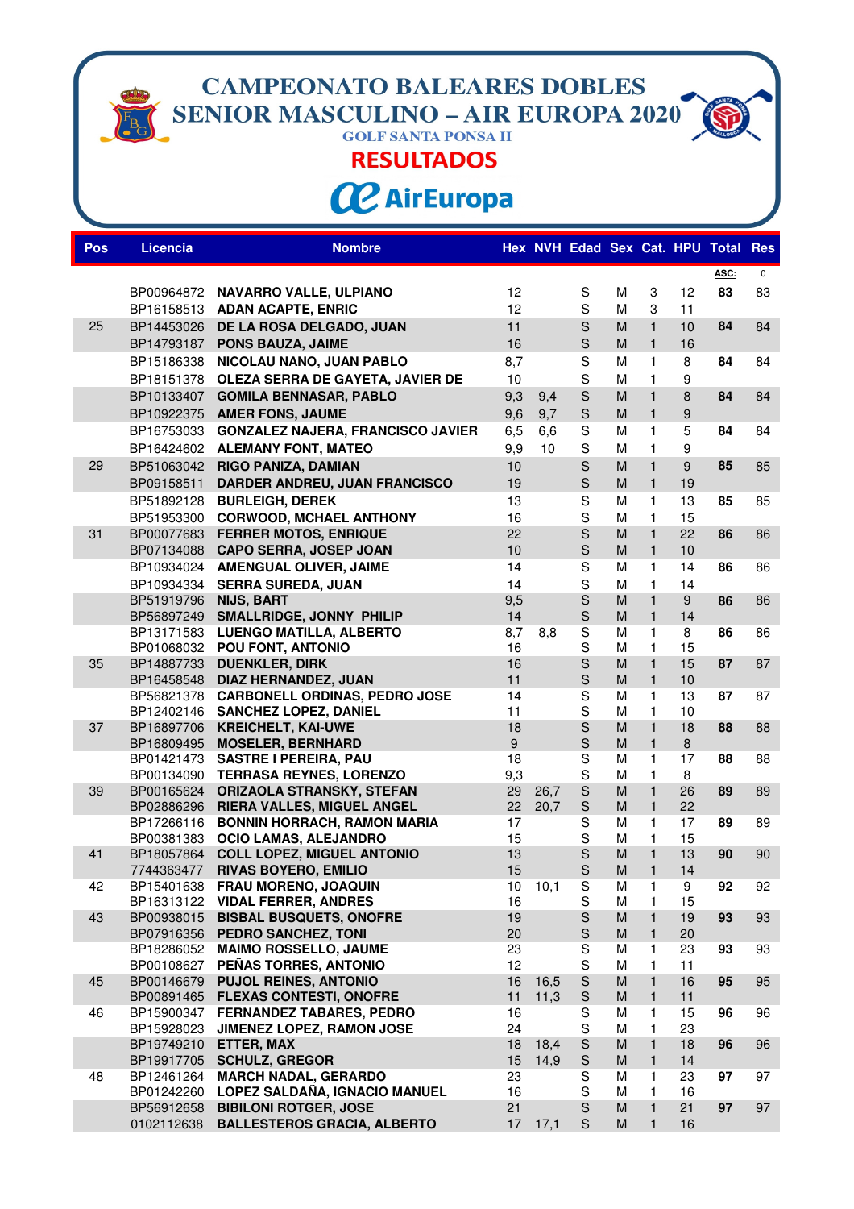# CAMPEONATO BALEARES DOBLES SENIOR MASCULINO – AIR EUROPA 2020

GOLF SANTA PONSA II

## RESULTADOS

AirEuropa

| Pos | Licencia | Nombre | Hex | NVH | Edad | Sex | Cat. | HPU | Total | Res |
|---|---|---|---|---|---|---|---|---|---|---|
| | | | | | | | | | ASC: | 0 |
| | BP00964872 | NAVARRO VALLE, ULPIANO | 12 | | S | M | 3 | 12 | 83 | 83 |
| | BP16158513 | ADAN ACAPTE, ENRIC | 12 | | S | M | 3 | 11 | | |
| 25 | BP14453026 | DE LA ROSA DELGADO, JUAN | 11 | | S | M | 1 | 10 | 84 | 84 |
| | BP14793187 | PONS BAUZA, JAIME | 16 | | S | M | 1 | 16 | | |
| | BP15186338 | NICOLAU NANO, JUAN PABLO | 8,7 | | S | M | 1 | 8 | 84 | 84 |
| | BP18151378 | OLEZA SERRA DE GAYETA, JAVIER DE | 10 | | S | M | 1 | 9 | | |
| | BP10133407 | GOMILA BENNASAR, PABLO | 9,3 | 9,4 | S | M | 1 | 8 | 84 | 84 |
| | BP10922375 | AMER FONS, JAUME | 9,6 | 9,7 | S | M | 1 | 9 | | |
| | BP16753033 | GONZALEZ NAJERA, FRANCISCO JAVIER | 6,5 | 6,6 | S | M | 1 | 5 | 84 | 84 |
| | BP16424602 | ALEMANY FONT, MATEO | 9,9 | 10 | S | M | 1 | 9 | | |
| 29 | BP51063042 | RIGO PANIZA, DAMIAN | 10 | | S | M | 1 | 9 | 85 | 85 |
| | BP09158511 | DARDER ANDREU, JUAN FRANCISCO | 19 | | S | M | 1 | 19 | | |
| | BP51892128 | BURLEIGH, DEREK | 13 | | S | M | 1 | 13 | 85 | 85 |
| | BP51953300 | CORWOOD, MCHAEL ANTHONY | 16 | | S | M | 1 | 15 | | |
| 31 | BP00077683 | FERRER MOTOS, ENRIQUE | 22 | | S | M | 1 | 22 | 86 | 86 |
| | BP07134088 | CAPO SERRA, JOSEP JOAN | 10 | | S | M | 1 | 10 | | |
| | BP10934024 | AMENGUAL OLIVER, JAIME | 14 | | S | M | 1 | 14 | 86 | 86 |
| | BP10934334 | SERRA SUREDA, JUAN | 14 | | S | M | 1 | 14 | | |
| | BP51919796 | NIJS, BART | 9,5 | | S | M | 1 | 9 | 86 | 86 |
| | BP56897249 | SMALLRIDGE, JONNY PHILIP | 14 | | S | M | 1 | 14 | | |
| | BP13171583 | LUENGO MATILLA, ALBERTO | 8,7 | 8,8 | S | M | 1 | 8 | 86 | 86 |
| | BP01068032 | POU FONT, ANTONIO | 16 | | S | M | 1 | 15 | | |
| 35 | BP14887733 | DUENKLER, DIRK | 16 | | S | M | 1 | 15 | 87 | 87 |
| | BP16458548 | DIAZ HERNANDEZ, JUAN | 11 | | S | M | 1 | 10 | | |
| | BP56821378 | CARBONELL ORDINAS, PEDRO JOSE | 14 | | S | M | 1 | 13 | 87 | 87 |
| | BP12402146 | SANCHEZ LOPEZ, DANIEL | 11 | | S | M | 1 | 10 | | |
| 37 | BP16897706 | KREICHELT, KAI-UWE | 18 | | S | M | 1 | 18 | 88 | 88 |
| | BP16809495 | MOSELER, BERNHARD | 9 | | S | M | 1 | 8 | | |
| | BP01421473 | SASTRE I PEREIRA, PAU | 18 | | S | M | 1 | 17 | 88 | 88 |
| | BP00134090 | TERRASA REYNES, LORENZO | 9,3 | | S | M | 1 | 8 | | |
| 39 | BP00165624 | ORIZAOLA STRANSKY, STEFAN | 29 | 26,7 | S | M | 1 | 26 | 89 | 89 |
| | BP02886296 | RIERA VALLES, MIGUEL ANGEL | 22 | 20,7 | S | M | 1 | 22 | | |
| | BP17266116 | BONNIN HORRACH, RAMON MARIA | 17 | | S | M | 1 | 17 | 89 | 89 |
| | BP00381383 | OCIO LAMAS, ALEJANDRO | 15 | | S | M | 1 | 15 | | |
| 41 | BP18057864 | COLL LOPEZ, MIGUEL ANTONIO | 13 | | S | M | 1 | 13 | 90 | 90 |
| | 7744363477 | RIVAS BOYERO, EMILIO | 15 | | S | M | 1 | 14 | | |
| 42 | BP15401638 | FRAU MORENO, JOAQUIN | 10 | 10,1 | S | M | 1 | 9 | 92 | 92 |
| | BP16313122 | VIDAL FERRER, ANDRES | 16 | | S | M | 1 | 15 | | |
| 43 | BP00938015 | BISBAL BUSQUETS, ONOFRE | 19 | | S | M | 1 | 19 | 93 | 93 |
| | BP07916356 | PEDRO SANCHEZ, TONI | 20 | | S | M | 1 | 20 | | |
| | BP18286052 | MAIMO ROSSELLO, JAUME | 23 | | S | M | 1 | 23 | 93 | 93 |
| | BP00108627 | PEÑAS TORRES, ANTONIO | 12 | | S | M | 1 | 11 | | |
| 45 | BP00146679 | PUJOL REINES, ANTONIO | 16 | 16,5 | S | M | 1 | 16 | 95 | 95 |
| | BP00891465 | FLEXAS CONTESTI, ONOFRE | 11 | 11,3 | S | M | 1 | 11 | | |
| 46 | BP15900347 | FERNANDEZ TABARES, PEDRO | 16 | | S | M | 1 | 15 | 96 | 96 |
| | BP15928023 | JIMENEZ LOPEZ, RAMON JOSE | 24 | | S | M | 1 | 23 | | |
| | BP19749210 | ETTER, MAX | 18 | 18,4 | S | M | 1 | 18 | 96 | 96 |
| | BP19917705 | SCHULZ, GREGOR | 15 | 14,9 | S | M | 1 | 14 | | |
| 48 | BP12461264 | MARCH NADAL, GERARDO | 23 | | S | M | 1 | 23 | 97 | 97 |
| | BP01242260 | LOPEZ SALDAÑA, IGNACIO MANUEL | 16 | | S | M | 1 | 16 | | |
| | BP56912658 | BIBILONI ROTGER, JOSE | 21 | | S | M | 1 | 21 | 97 | 97 |
| | 0102112638 | BALLESTEROS GRACIA, ALBERTO | 17 | 17,1 | S | M | 1 | 16 | | |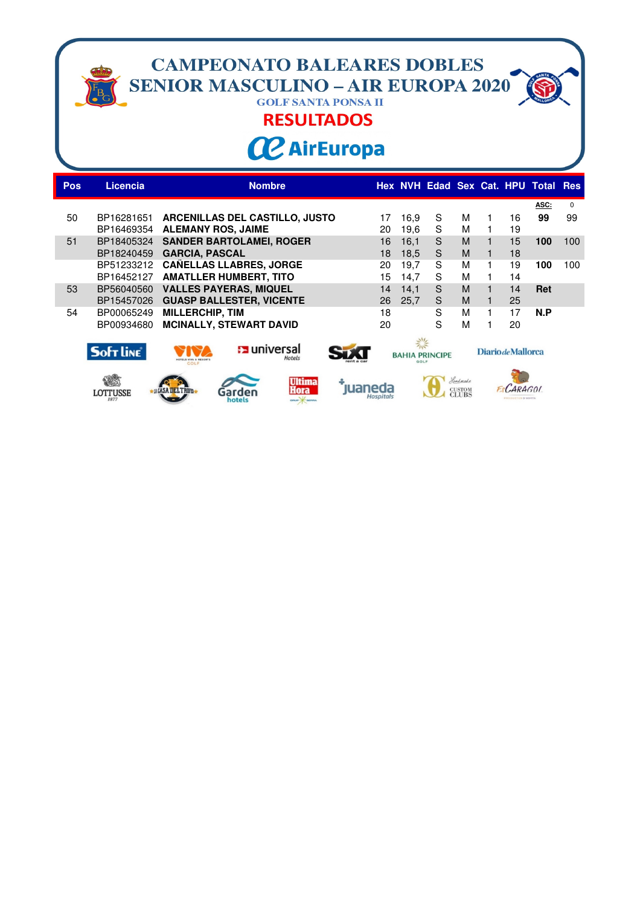# CAMPEONATO BALEARES DOBLES SENIOR MASCULINO – AIR EUROPA 2020

GOLF SANTA PONSA II

## RESULTADOS

AirEuropa

| Pos | Licencia | Nombre | Hex | NVH | Edad | Sex | Cat. | HPU | Total | Res |
|---|---|---|---|---|---|---|---|---|---|---|
| | | | | | | | | | ASC: | 0 |
| 50 | BP16281651 | ARCENILLAS DEL CASTILLO, JUSTO | 17 | 16,9 | S | M | 1 | 16 | **99** | 99 |
| | BP16469354 | ALEMANY ROS, JAIME | 20 | 19,6 | S | M | 1 | 19 | | |
| 51 | BP18405324 | SANDER BARTOLAMEI, ROGER | 16 | 16,1 | S | M | 1 | 15 | **100** | 100 |
| | BP18240459 | GARCIA, PASCAL | 18 | 18,5 | S | M | 1 | 18 | | |
| | BP51233212 | CAÑELLAS LLABRES, JORGE | 20 | 19,7 | S | M | 1 | 19 | **100** | 100 |
| | BP16452127 | AMATLLER HUMBERT, TITO | 15 | 14,7 | S | M | 1 | 14 | | |
| 53 | BP56040560 | VALLES PAYERAS, MIQUEL | 14 | 14,1 | S | M | 1 | 14 | **Ret** | |
| | BP15457026 | GUASP BALLESTER, VICENTE | 26 | 25,7 | S | M | 1 | 25 | | |
| 54 | BP00065249 | MILLERCHIP, TIM | 18 | | S | M | 1 | 17 | **N.P** | |
| | BP00934680 | MCINALLY, STEWART DAVID | 20 | | S | M | 1 | 20 | | |